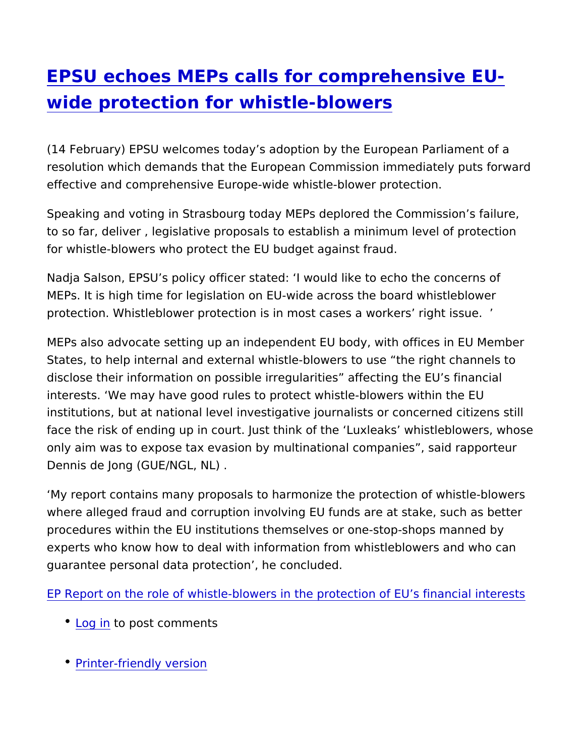# EPSU echoes MEPs calls for comprehensive EU-wide protection for whistle-blowers

(14 February) EPSU welcomes today's adoption by the European Parliament of a resolution which demands that the European Commission immediately puts forward effective and comprehensive Europe-wide whistle-blower protection.

Speaking and voting in Strasbourg today MEPs deplored the Commission's failure, to so far, deliver , legislative proposals to establish a minimum level of protection for whistle-blowers who protect the EU budget against fraud.

Nadja Salson, EPSU's policy officer stated: 'I would like to echo the concerns of MEPs. It is high time for legislation on EU-wide across the board whistleblower protection. Whistleblower protection is in most cases a workers' right issue. '

MEPs also advocate setting up an independent EU body, with offices in EU Member States, to help internal and external whistle-blowers to use "the right channels to disclose their information on possible irregularities" affecting the EU's financial interests. 'We may have good rules to protect whistle-blowers within the EU institutions, but at national level investigative journalists or concerned citizens still face the risk of ending up in court. Just think of the 'Luxleaks' whistleblowers, whose only aim was to expose tax evasion by multinational companies", said rapporteur Dennis de Jong (GUE/NGL, NL) .

'My report contains many proposals to harmonize the protection of whistle-blowers where alleged fraud and corruption involving EU funds are at stake, such as better procedures within the EU institutions themselves or one-stop-shops manned by experts who know how to deal with information from whistleblowers and who can guarantee personal data protection', he concluded.

EP Report on the role of whistle-blowers in the protection of EU's financial interests

- Log in to post comments
- Printer-friendly version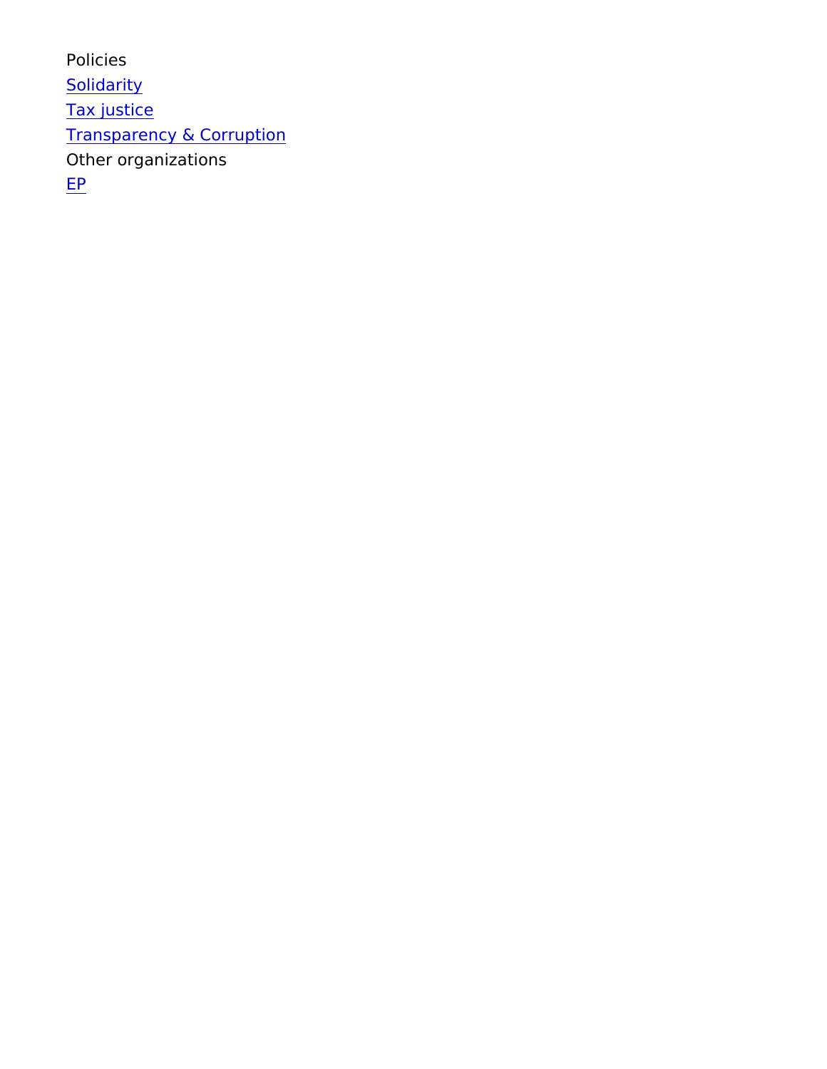Policies

Solidarity

Tax justice

Transparency & Corruption

Other organizations

EP